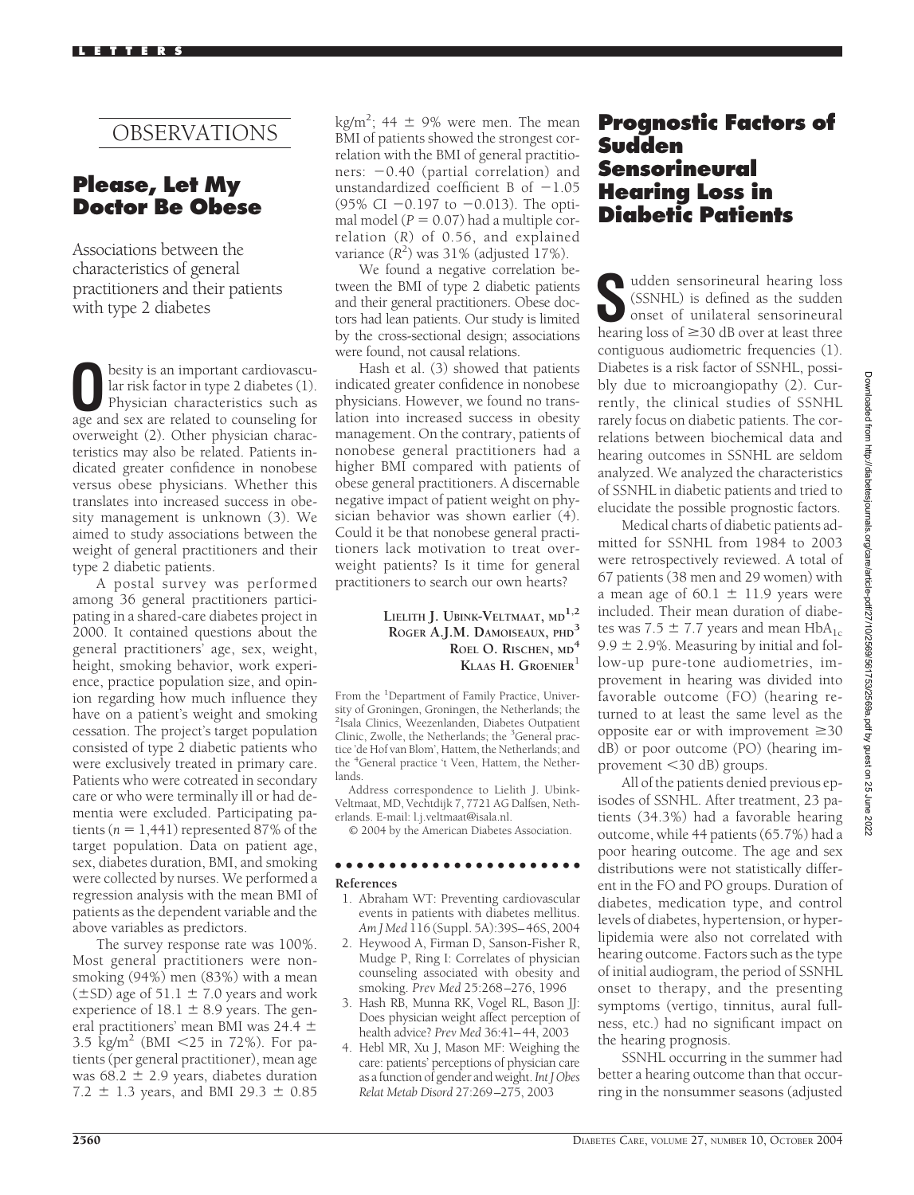# OBSERVATIONS

## Please, Let My Doctor Be Obese

### Associations between the characteristics of general practitioners and their patients with type 2 diabetes

Obesity is an important cardiovascular risk factor in type 2 diabetes (1). Physician characteristics such as age and sex are related to counseling for overweight (2). Other physician characteristics may also be related. Patients indicated greater confidence in nonobese versus obese physicians. Whether this translates into increased success in obesity management is unknown (3). We aimed to study associations between the weight of general practitioners and their type 2 diabetic patients.

A postal survey was performed among 36 general practitioners participating in a shared-care diabetes project in 2000. It contained questions about the general practitioners' age, sex, weight, height, smoking behavior, work experience, practice population size, and opinion regarding how much influence they have on a patient's weight and smoking cessation. The project's target population consisted of type 2 diabetic patients who were exclusively treated in primary care. Patients who were cotreated in secondary care or who were terminally ill or had dementia were excluded. Participating patients ($n = 1,441$) represented 87% of the target population. Data on patient age, sex, diabetes duration, BMI, and smoking were collected by nurses. We performed a regression analysis with the mean BMI of patients as the dependent variable and the above variables as predictors.

The survey response rate was 100%. Most general practitioners were nonsmoking (94%) men (83%) with a mean (±SD) age of 51.1 ± 7.0 years and work experience of 18.1 ± 8.9 years. The general practitioners' mean BMI was 24.4 ± 3.5 $kg/m^2$ (BMI <25 in 72%). For patients (per general practitioner), mean age was 68.2 ± 2.9 years, diabetes duration 7.2 ± 1.3 years, and BMI 29.3 ± 0.85 $kg/m^2$; 44 ± 9% were men. The mean BMI of patients showed the strongest correlation with the BMI of general practitioners: −0.40 (partial correlation) and unstandardized coefficient B of −1.05 (95% CI −0.197 to −0.013). The optimal model ($P = 0.07$) had a multiple correlation ($R$) of 0.56, and explained variance ($R^2$) was 31% (adjusted 17%).

We found a negative correlation between the BMI of type 2 diabetic patients and their general practitioners. Obese doctors had lean patients. Our study is limited by the cross-sectional design; associations were found, not causal relations.

Hash et al. (3) showed that patients indicated greater confidence in nonobese physicians. However, we found no translation into increased success in obesity management. On the contrary, patients of nonobese general practitioners had a higher BMI compared with patients of obese general practitioners. A discernable negative impact of patient weight on physician behavior was shown earlier (4). Could it be that nonobese general practitioners lack motivation to treat overweight patients? Is it time for general practitioners to search our own hearts?

**Lielith J. Ubink-Veltmaat, md**[1,2]
**Roger A.J.M. Damoiseaux, phd**[3]
**Roel O. Rischen, md**[4]
**Klaas H. Groenier**[1]

From the [1]Department of Family Practice, University of Groningen, Groningen, the Netherlands; the [2]Isala Clinics, Weezenlanden, Diabetes Outpatient Clinic, Zwolle, the Netherlands; the [3]General practice 'de Hof van Blom', Hattem, the Netherlands; and the [4]General practice 't Veen, Hattem, the Netherlands.

Address correspondence to Lielith J. Ubink-Veltmaat, MD, Vechtdijk 7, 7721 AG Dalfsen, Netherlands. E-mail: l.j.veltmaat@isala.nl.

© 2004 by the American Diabetes Association.

#### References

1. Abraham WT: Preventing cardiovascular events in patients with diabetes mellitus. *Am J Med* 116 (Suppl. 5A):39S–46S, 2004
2. Heywood A, Firman D, Sanson-Fisher R, Mudge P, Ring I: Correlates of physician counseling associated with obesity and smoking. *Prev Med* 25:268–276, 1996
3. Hash RB, Munna RK, Vogel RL, Bason JJ: Does physician weight affect perception of health advice? *Prev Med* 36:41–44, 2003
4. Hebl MR, Xu J, Mason MF: Weighing the care: patients' perceptions of physician care as a function of gender and weight. *Int J Obes Relat Metab Disord* 27:269–275, 2003

## Prognostic Factors of Sudden Sensorineural Hearing Loss in Diabetic Patients

Sudden sensorineural hearing loss (SSNHL) is defined as the sudden onset of unilateral sensorineural hearing loss of ≥30 dB over at least three contiguous audiometric frequencies (1). Diabetes is a risk factor of SSNHL, possibly due to microangiopathy (2). Currently, the clinical studies of SSNHL rarely focus on diabetic patients. The correlations between biochemical data and hearing outcomes in SSNHL are seldom analyzed. We analyzed the characteristics of SSNHL in diabetic patients and tried to elucidate the possible prognostic factors.

Medical charts of diabetic patients admitted for SSNHL from 1984 to 2003 were retrospectively reviewed. A total of 67 patients (38 men and 29 women) with a mean age of 60.1 ± 11.9 years were included. Their mean duration of diabetes was 7.5 ± 7.7 years and mean $HbA_{1c}$ 9.9 ± 2.9%. Measuring by initial and follow-up pure-tone audiometries, improvement in hearing was divided into favorable outcome (FO) (hearing returned to at least the same level as the opposite ear or with improvement ≥30 dB) or poor outcome (PO) (hearing improvement <30 dB) groups.

All of the patients denied previous episodes of SSNHL. After treatment, 23 patients (34.3%) had a favorable hearing outcome, while 44 patients (65.7%) had a poor hearing outcome. The age and sex distributions were not statistically different in the FO and PO groups. Duration of diabetes, medication type, and control levels of diabetes, hypertension, or hyperlipidemia were also not correlated with hearing outcome. Factors such as the type of initial audiogram, the period of SSNHL onset to therapy, and the presenting symptoms (vertigo, tinnitus, aural fullness, etc.) had no significant impact on the hearing prognosis.

SSNHL occurring in the summer had better a hearing outcome than that occurring in the nonsummer seasons (adjusted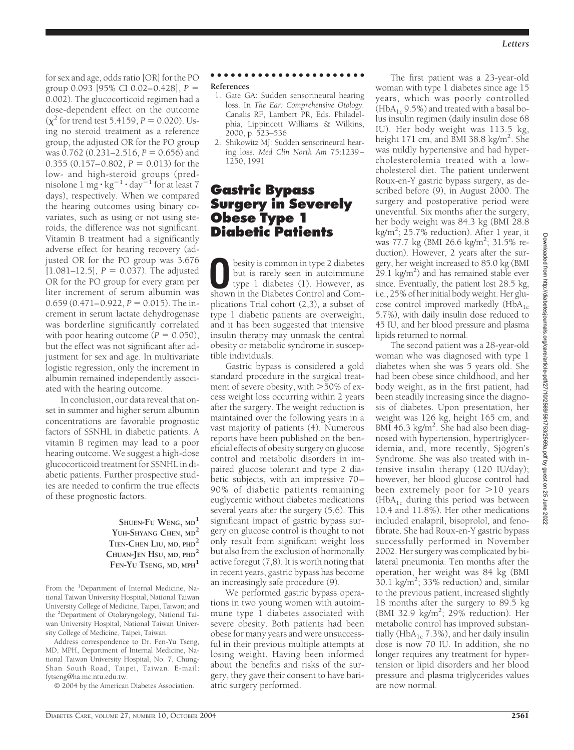for sex and age, odds ratio [OR] for the PO group 0.093 [95% CI 0.02–0.428], $P = 0.002$). The glucocorticoid regimen had a dose-dependent effect on the outcome ($\chi^2$ for trend test 5.4159, $P = 0.020$). Using no steroid treatment as a reference group, the adjusted OR for the PO group was 0.762 (0.231–2.516, $P = 0.656$) and 0.355 (0.157–0.802, $P = 0.013$) for the low- and high-steroid groups (prednisolone 1 $mg \cdot kg^{-1} \cdot day^{-1}$ for at least 7 days), respectively. When we compared the hearing outcomes using binary covariates, such as using or not using steroids, the difference was not significant. Vitamin B treatment had a significantly adverse effect for hearing recovery (adjusted OR for the PO group was 3.676 [1.081–12.5], $P = 0.037$). The adjusted OR for the PO group for every gram per liter increment of serum albumin was 0.659 (0.471–0.922, $P = 0.015$). The increment in serum lactate dehydrogenase was borderline significantly correlated with poor hearing outcome ($P = 0.050$), but the effect was not significant after adjustment for sex and age. In multivariate logistic regression, only the increment in albumin remained independently associated with the hearing outcome.

In conclusion, our data reveal that onset in summer and higher serum albumin concentrations are favorable prognostic factors of SSNHL in diabetic patients. A vitamin B regimen may lead to a poor hearing outcome. We suggest a high-dose glucocorticoid treatment for SSNHL in diabetic patients. Further prospective studies are needed to confirm the true effects of these prognostic factors.

SHUEN-FU WENG, MD[1]
YUH-SHYANG CHEN, MD[2]
TIEN-CHEN LIU, MD, PHD[2]
CHUAN-JEN HSU, MD, PHD[2]
FEN-YU TSENG, MD, MPH[1]

From the [1]Department of Internal Medicine, National Taiwan University Hospital, National Taiwan University College of Medicine, Taipei, Taiwan; and the [2]Department of Otolaryngology, National Taiwan University Hospital, National Taiwan University College of Medicine, Taipei, Taiwan.

Address correspondence to Dr. Fen-Yu Tseng, MD, MPH, Department of Internal Medicine, National Taiwan University Hospital, No. 7, Chung-Shan South Road, Taipei, Taiwan. E-mail: fytseng@ha.mc.ntu.edu.tw.

© 2004 by the American Diabetes Association.

**References**

1. Gate GA: Sudden sensorineural hearing loss. In *The Ear: Comprehensive Otology*. Canalis RF, Lambert PR, Eds. Philadelphia, Lippincott Williams & Wilkins, 2000, p. 523–536
2. Shikowitz MJ: Sudden sensorineural hearing loss. *Med Clin North Am* 75:1239–1250, 1991

# Gastric Bypass Surgery in Severely Obese Type 1 Diabetic Patients

Obesity is common in type 2 diabetes but is rarely seen in autoimmune type 1 diabetes (1). However, as shown in the Diabetes Control and Complications Trial cohort (2,3), a subset of type 1 diabetic patients are overweight, and it has been suggested that intensive insulin therapy may unmask the central obesity or metabolic syndrome in susceptible individuals.

Gastric bypass is considered a gold standard procedure in the surgical treatment of severe obesity, with >50% of excess weight loss occurring within 2 years after the surgery. The weight reduction is maintained over the following years in a vast majority of patients (4). Numerous reports have been published on the beneficial effects of obesity surgery on glucose control and metabolic disorders in impaired glucose tolerant and type 2 diabetic subjects, with an impressive 70–90% of diabetic patients remaining euglycemic without diabetes medications several years after the surgery (5,6). This significant impact of gastric bypass surgery on glucose control is thought to not only result from significant weight loss but also from the exclusion of hormonally active foregut (7,8). It is worth noting that in recent years, gastric bypass has become an increasingly safe procedure (9).

We performed gastric bypass operations in two young women with autoimmune type 1 diabetes associated with severe obesity. Both patients had been obese for many years and were unsuccessful in their previous multiple attempts at losing weight. Having been informed about the benefits and risks of the surgery, they gave their consent to have bariatric surgery performed.

The first patient was a 23-year-old woman with type 1 diabetes since age 15 years, which was poorly controlled ($HbA_{1c}$ 9.5%) and treated with a basal bolus insulin regimen (daily insulin dose 68 IU). Her body weight was 113.5 kg, height 171 cm, and BMI 38.8 $kg/m^2$. She was mildly hypertensive and had hypercholesterolemia treated with a low-cholesterol diet. The patient underwent Roux-en-Y gastric bypass surgery, as described before (9), in August 2000. The surgery and postoperative period were uneventful. Six months after the surgery, her body weight was 84.3 kg (BMI 28.8 $kg/m^2$; 25.7% reduction). After 1 year, it was 77.7 kg (BMI 26.6 $kg/m^2$; 31.5% reduction). However, 2 years after the surgery, her weight increased to 85.0 kg (BMI 29.1 $kg/m^2$) and has remained stable ever since. Eventually, the patient lost 28.5 kg, i.e., 25% of her initial body weight. Her glucose control improved markedly ($HbA_{1c}$ 5.7%), with daily insulin dose reduced to 45 IU, and her blood pressure and plasma lipids returned to normal.

The second patient was a 28-year-old woman who was diagnosed with type 1 diabetes when she was 5 years old. She had been obese since childhood, and her body weight, as in the first patient, had been steadily increasing since the diagnosis of diabetes. Upon presentation, her weight was 126 kg, height 165 cm, and BMI 46.3 $kg/m^2$. She had also been diagnosed with hypertension, hypertriglyceridemia, and, more recently, Sjögren's Syndrome. She was also treated with intensive insulin therapy (120 IU/day); however, her blood glucose control had been extremely poor for >10 years ($HbA_{1c}$ during this period was between 10.4 and 11.8%). Her other medications included enalapril, bisoprolol, and fenofibrate. She had Roux-en-Y gastric bypass successfully performed in November 2002. Her surgery was complicated by bilateral pneumonia. Ten months after the operation, her weight was 84 kg (BMI 30.1 $kg/m^2$; 33% reduction) and, similar to the previous patient, increased slightly 18 months after the surgery to 89.5 kg (BMI 32.9 $kg/m^2$; 29% reduction). Her metabolic control has improved substantially ($HbA_{1c}$ 7.3%), and her daily insulin dose is now 70 IU. In addition, she no longer requires any treatment for hypertension or lipid disorders and her blood pressure and plasma triglycerides values are now normal.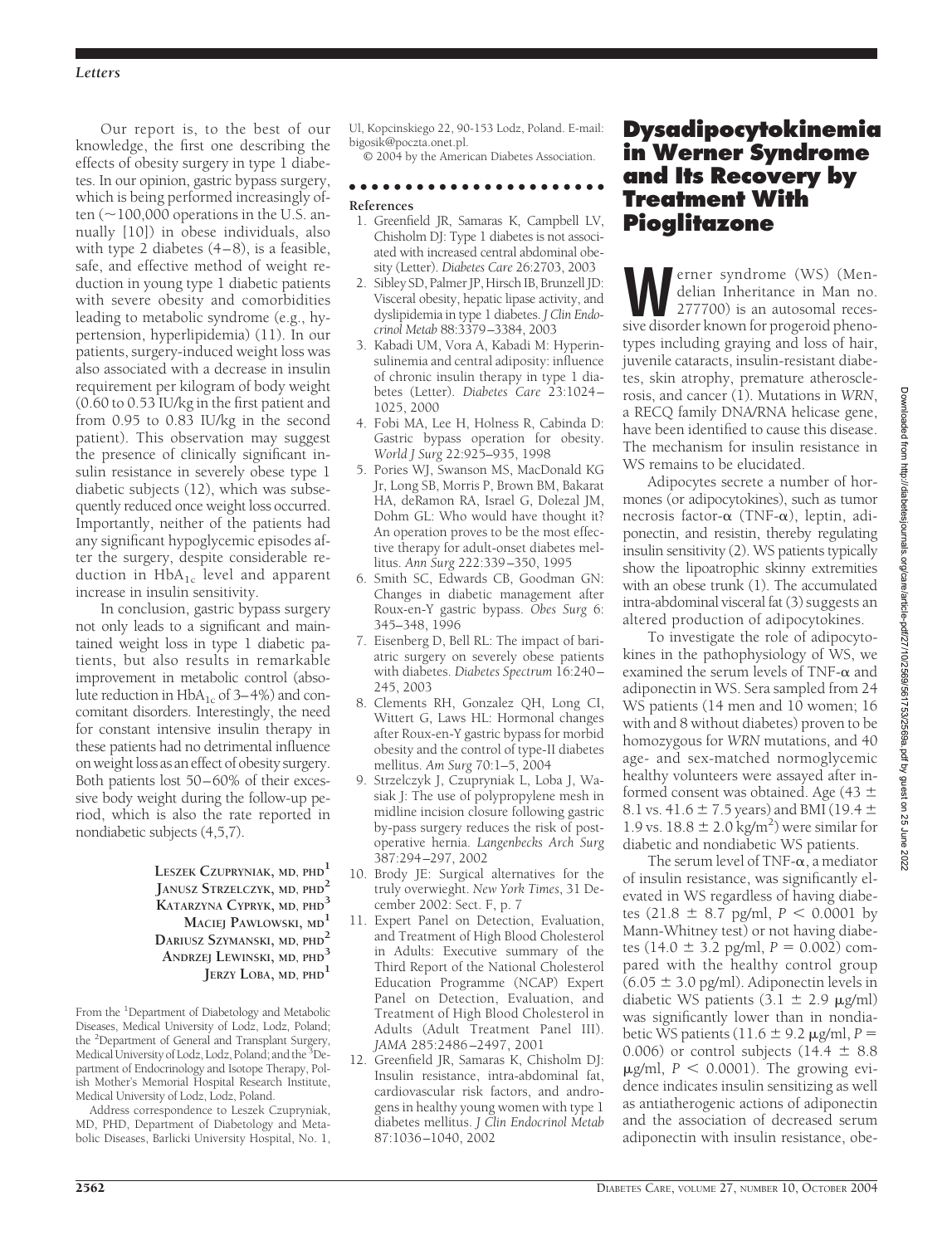Our report is, to the best of our knowledge, the first one describing the effects of obesity surgery in type 1 diabetes. In our opinion, gastric bypass surgery, which is being performed increasingly often (~100,000 operations in the U.S. annually [10]) in obese individuals, also with type 2 diabetes (4–8), is a feasible, safe, and effective method of weight reduction in young type 1 diabetic patients with severe obesity and comorbidities leading to metabolic syndrome (e.g., hypertension, hyperlipidemia) (11). In our patients, surgery-induced weight loss was also associated with a decrease in insulin requirement per kilogram of body weight (0.60 to 0.53 IU/kg in the first patient and from 0.95 to 0.83 IU/kg in the second patient). This observation may suggest the presence of clinically significant insulin resistance in severely obese type 1 diabetic subjects (12), which was subsequently reduced once weight loss occurred. Importantly, neither of the patients had any significant hypoglycemic episodes after the surgery, despite considerable reduction in $HbA_{1c}$ level and apparent increase in insulin sensitivity.

In conclusion, gastric bypass surgery not only leads to a significant and maintained weight loss in type 1 diabetic patients, but also results in remarkable improvement in metabolic control (absolute reduction in $HbA_{1c}$ of 3–4%) and concomitant disorders. Interestingly, the need for constant intensive insulin therapy in these patients had no detrimental influence on weight loss as an effect of obesity surgery. Both patients lost 50–60% of their excessive body weight during the follow-up period, which is also the rate reported in nondiabetic subjects (4,5,7).

**Leszek Czupryniak, md, phd[1]**
**Janusz Strzelczyk, md, phd[2]**
**Katarzyna Cypryk, md, phd[3]**
**Maciej Pawlowski, md[1]**
**Dariusz Szymanski, md, phd[2]**
**Andrzej Lewinski, md, phd[3]**
**Jerzy Loba, md, phd[1]**

From the [1]Department of Diabetology and Metabolic Diseases, Medical University of Lodz, Lodz, Poland; the [2]Department of General and Transplant Surgery, Medical University of Lodz, Lodz, Poland; and the [3]Department of Endocrinology and Isotope Therapy, Polish Mother's Memorial Hospital Research Institute, Medical University of Lodz, Lodz, Poland.

Address correspondence to Leszek Czupryniak, MD, PHD, Department of Diabetology and Metabolic Diseases, Barlicki University Hospital, No. 1, Ul, Kopcinskiego 22, 90-153 Lodz, Poland. E-mail: bigosik@poczta.onet.pl.

© 2004 by the American Diabetes Association.

**References**

1. Greenfield JR, Samaras K, Campbell LV, Chisholm DJ: Type 1 diabetes is not associated with increased central abdominal obesity (Letter). *Diabetes Care* 26:2703, 2003
2. Sibley SD, Palmer JP, Hirsch IB, Brunzell JD: Visceral obesity, hepatic lipase activity, and dyslipidemia in type 1 diabetes. *J Clin Endocrinol Metab* 88:3379–3384, 2003
3. Kabadi UM, Vora A, Kabadi M: Hyperinsulinemia and central adiposity: influence of chronic insulin therapy in type 1 diabetes (Letter). *Diabetes Care* 23:1024–1025, 2000
4. Fobi MA, Lee H, Holness R, Cabinda D: Gastric bypass operation for obesity. *World J Surg* 22:925–935, 1998
5. Pories WJ, Swanson MS, MacDonald KG Jr, Long SB, Morris P, Brown BM, Bakarat HA, deRamon RA, Israel G, Dolezal JM, Dohm GL: Who would have thought it? An operation proves to be the most effective therapy for adult-onset diabetes mellitus. *Ann Surg* 222:339–350, 1995
6. Smith SC, Edwards CB, Goodman GN: Changes in diabetic management after Roux-en-Y gastric bypass. *Obes Surg* 6: 345–348, 1996
7. Eisenberg D, Bell RL: The impact of bariatric surgery on severely obese patients with diabetes. *Diabetes Spectrum* 16:240–245, 2003
8. Clements RH, Gonzalez QH, Long CI, Wittert G, Laws HL: Hormonal changes after Roux-en-Y gastric bypass for morbid obesity and the control of type-II diabetes mellitus. *Am Surg* 70:1–5, 2004
9. Strzelczyk J, Czupryniak L, Loba J, Wasiak J: The use of polypropylene mesh in midline incision closure following gastric by-pass surgery reduces the risk of postoperative hernia. *Langenbecks Arch Surg* 387:294–297, 2002
10. Brody JE: Surgical alternatives for the truly overwieght. *New York Times*, 31 December 2002: Sect. F, p. 7
11. Expert Panel on Detection, Evaluation, and Treatment of High Blood Cholesterol in Adults: Executive summary of the Third Report of the National Cholesterol Education Programme (NCAP) Expert Panel on Detection, Evaluation, and Treatment of High Blood Cholesterol in Adults (Adult Treatment Panel III). *JAMA* 285:2486–2497, 2001
12. Greenfield JR, Samaras K, Chisholm DJ: Insulin resistance, intra-abdominal fat, cardiovascular risk factors, and androgens in healthy young women with type 1 diabetes mellitus. *J Clin Endocrinol Metab* 87:1036–1040, 2002

# Dysadipocytokinemia in Werner Syndrome and Its Recovery by Treatment With Pioglitazone

Werner syndrome (WS) (Mendelian Inheritance in Man no. 277700) is an autosomal recessive disorder known for progeroid phenotypes including graying and loss of hair, juvenile cataracts, insulin-resistant diabetes, skin atrophy, premature atherosclerosis, and cancer (1). Mutations in *WRN*, a RECQ family DNA/RNA helicase gene, have been identified to cause this disease. The mechanism for insulin resistance in WS remains to be elucidated.

Adipocytes secrete a number of hormones (or adipocytokines), such as tumor necrosis factor-α (TNF-α), leptin, adiponectin, and resistin, thereby regulating insulin sensitivity (2). WS patients typically show the lipoatrophic skinny extremities with an obese trunk (1). The accumulated intra-abdominal visceral fat (3) suggests an altered production of adipocytokines.

To investigate the role of adipocytokines in the pathophysiology of WS, we examined the serum levels of TNF-α and adiponectin in WS. Sera sampled from 24 WS patients (14 men and 10 women; 16 with and 8 without diabetes) proven to be homozygous for *WRN* mutations, and 40 age- and sex-matched normoglycemic healthy volunteers were assayed after informed consent was obtained. Age (43 ± 8.1 vs. 41.6 ± 7.5 years) and BMI (19.4 ± 1.9 vs. 18.8 ± 2.0 $kg/m^2$) were similar for diabetic and nondiabetic WS patients.

The serum level of TNF-α, a mediator of insulin resistance, was significantly elevated in WS regardless of having diabetes (21.8 ± 8.7 pg/ml, $P < 0.0001$ by Mann-Whitney test) or not having diabetes (14.0 ± 3.2 pg/ml, $P = 0.002$) compared with the healthy control group (6.05 ± 3.0 pg/ml). Adiponectin levels in diabetic WS patients (3.1 ± 2.9 μg/ml) was significantly lower than in nondiabetic WS patients (11.6 ± 9.2 μg/ml, $P = 0.006$) or control subjects (14.4 ± 8.8 μg/ml, $P < 0.0001$). The growing evidence indicates insulin sensitizing as well as antiatherogenic actions of adiponectin and the association of decreased serum adiponectin with insulin resistance, obe-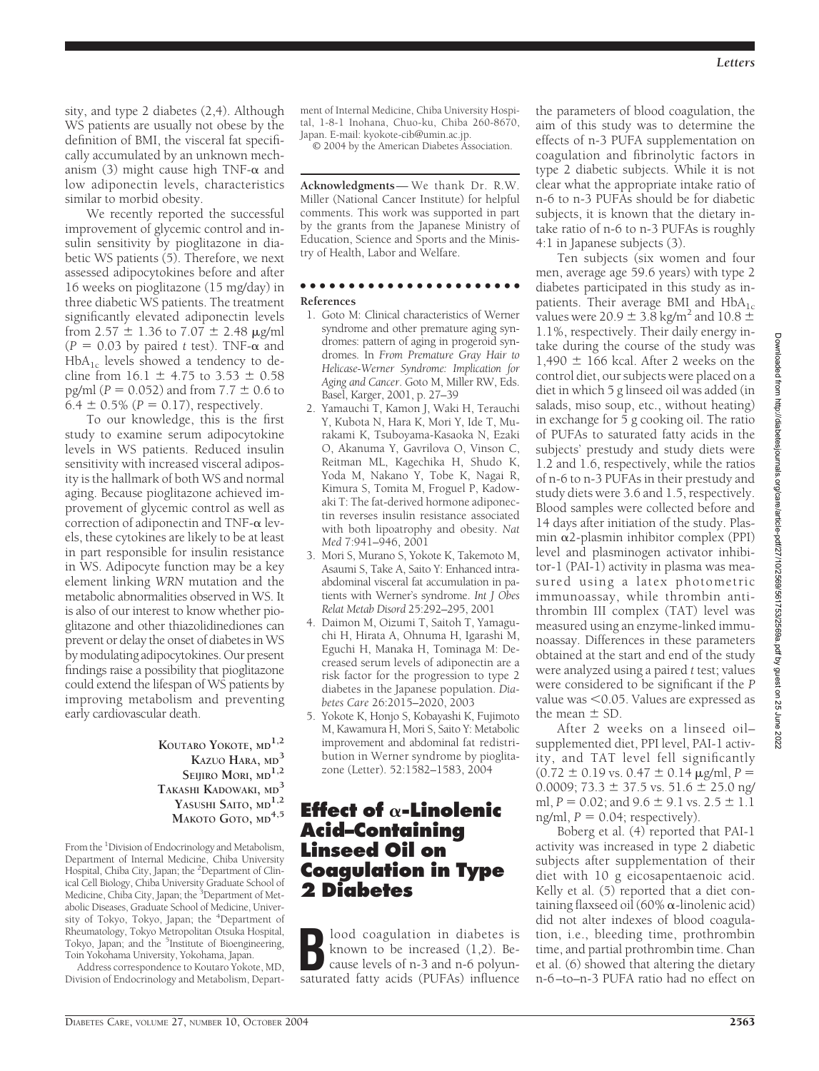sity, and type 2 diabetes (2,4). Although WS patients are usually not obese by the definition of BMI, the visceral fat specifically accumulated by an unknown mechanism (3) might cause high TNF-α and low adiponectin levels, characteristics similar to morbid obesity.

We recently reported the successful improvement of glycemic control and insulin sensitivity by pioglitazone in diabetic WS patients (5). Therefore, we next assessed adipocytokines before and after 16 weeks on pioglitazone (15 mg/day) in three diabetic WS patients. The treatment significantly elevated adiponectin levels from 2.57 ± 1.36 to 7.07 ± 2.48 μg/ml ($P = 0.03$ by paired $t$ test). TNF-α and $HbA_{1c}$ levels showed a tendency to decline from 16.1 ± 4.75 to 3.53 ± 0.58 pg/ml ($P = 0.052$) and from 7.7 ± 0.6 to 6.4 ± 0.5% ($P = 0.17$), respectively.

To our knowledge, this is the first study to examine serum adipocytokine levels in WS patients. Reduced insulin sensitivity with increased visceral adiposity is the hallmark of both WS and normal aging. Because pioglitazone achieved improvement of glycemic control as well as correction of adiponectin and TNF-α levels, these cytokines are likely to be at least in part responsible for insulin resistance in WS. Adipocyte function may be a key element linking *WRN* mutation and the metabolic abnormalities observed in WS. It is also of our interest to know whether pioglitazone and other thiazolidinediones can prevent or delay the onset of diabetes in WS by modulating adipocytokines. Our present findings raise a possibility that pioglitazone could extend the lifespan of WS patients by improving metabolism and preventing early cardiovascular death.

**Koutaro Yokote, md[1,2]**
**Kazuo Hara, md[3]**
**Seijiro Mori, md[1,2]**
**Takashi Kadowaki, md[3]**
**Yasushi Saito, md[1,2]**
**Makoto Goto, md[4,5]**

From the [1]Division of Endocrinology and Metabolism, Department of Internal Medicine, Chiba University Hospital, Chiba City, Japan; the [2]Department of Clinical Cell Biology, Chiba University Graduate School of Medicine, Chiba City, Japan; the [3]Department of Metabolic Diseases, Graduate School of Medicine, University of Tokyo, Tokyo, Japan; the [4]Department of Rheumatology, Tokyo Metropolitan Otsuka Hospital, Tokyo, Japan; and the [5]Institute of Bioengineering, Toin Yokohama University, Yokohama, Japan.

Address correspondence to Koutaro Yokote, MD, Division of Endocrinology and Metabolism, Department of Internal Medicine, Chiba University Hospital, 1-8-1 Inohana, Chuo-ku, Chiba 260-8670, Japan. E-mail: kyokote-cib@umin.ac.jp.

© 2004 by the American Diabetes Association.

**Acknowledgments**— We thank Dr. R.W. Miller (National Cancer Institute) for helpful comments. This work was supported in part by the grants from the Japanese Ministry of Education, Science and Sports and the Ministry of Health, Labor and Welfare.

**References**

1. Goto M: Clinical characteristics of Werner syndrome and other premature aging syndromes: pattern of aging in progeroid syndromes. In *From Premature Gray Hair to Helicase-Werner Syndrome: Implication for Aging and Cancer*. Goto M, Miller RW, Eds. Basel, Karger, 2001, p. 27–39
2. Yamauchi T, Kamon J, Waki H, Terauchi Y, Kubota N, Hara K, Mori Y, Ide T, Murakami K, Tsuboyama-Kasaoka N, Ezaki O, Akanuma Y, Gavrilova O, Vinson C, Reitman ML, Kagechika H, Shudo K, Yoda M, Nakano Y, Tobe K, Nagai R, Kimura S, Tomita M, Froguel P, Kadowaki T: The fat-derived hormone adiponectin reverses insulin resistance associated with both lipoatrophy and obesity. *Nat Med* 7:941–946, 2001
3. Mori S, Murano S, Yokote K, Takemoto M, Asaumi S, Take A, Saito Y: Enhanced intra-abdominal visceral fat accumulation in patients with Werner's syndrome. *Int J Obes Relat Metab Disord* 25:292–295, 2001
4. Daimon M, Oizumi T, Saitoh T, Yamaguchi H, Hirata A, Ohnuma H, Igarashi M, Eguchi H, Manaka H, Tominaga M: Decreased serum levels of adiponectin are a risk factor for the progression to type 2 diabetes in the Japanese population. *Diabetes Care* 26:2015–2020, 2003
5. Yokote K, Honjo S, Kobayashi K, Fujimoto M, Kawamura H, Mori S, Saito Y: Metabolic improvement and abdominal fat redistribution in Werner syndrome by pioglitazone (Letter). 52:1582–1583, 2004

## Effect of α-Linolenic Acid–Containing Linseed Oil on Coagulation in Type 2 Diabetes

Blood coagulation in diabetes is known to be increased (1,2). Because levels of n-3 and n-6 polyunsaturated fatty acids (PUFAs) influence the parameters of blood coagulation, the aim of this study was to determine the effects of n-3 PUFA supplementation on coagulation and fibrinolytic factors in type 2 diabetic subjects. While it is not clear what the appropriate intake ratio of n-6 to n-3 PUFAs should be for diabetic subjects, it is known that the dietary intake ratio of n-6 to n-3 PUFAs is roughly 4:1 in Japanese subjects (3).

Ten subjects (six women and four men, average age 59.6 years) with type 2 diabetes participated in this study as inpatients. Their average BMI and $HbA_{1c}$ values were 20.9 ± 3.8 kg/m$^2$ and 10.8 ± 1.1%, respectively. Their daily energy intake during the course of the study was 1,490 ± 166 kcal. After 2 weeks on the control diet, our subjects were placed on a diet in which 5 g linseed oil was added (in salads, miso soup, etc., without heating) in exchange for 5 g cooking oil. The ratio of PUFAs to saturated fatty acids in the subjects' prestudy and study diets were 1.2 and 1.6, respectively, while the ratios of n-6 to n-3 PUFAs in their prestudy and study diets were 3.6 and 1.5, respectively. Blood samples were collected before and 14 days after initiation of the study. Plasmin α2-plasmin inhibitor complex (PPI) level and plasminogen activator inhibitor-1 (PAI-1) activity in plasma was measured using a latex photometric immunoassay, while thrombin antithrombin III complex (TAT) level was measured using an enzyme-linked immunoassay. Differences in these parameters obtained at the start and end of the study were analyzed using a paired $t$ test; values were considered to be significant if the $P$ value was <0.05. Values are expressed as the mean ± SD.

After 2 weeks on a linseed oil–supplemented diet, PPI level, PAI-1 activity, and TAT level fell significantly (0.72 ± 0.19 vs. 0.47 ± 0.14 μg/ml, $P = 0.0009$; 73.3 ± 37.5 vs. 51.6 ± 25.0 ng/ml, $P = 0.02$; and 9.6 ± 9.1 vs. 2.5 ± 1.1 ng/ml, $P = 0.04$; respectively).

Boberg et al. (4) reported that PAI-1 activity was increased in type 2 diabetic subjects after supplementation of their diet with 10 g eicosapentaenoic acid. Kelly et al. (5) reported that a diet containing flaxseed oil (60% α-linolenic acid) did not alter indexes of blood coagulation, i.e., bleeding time, prothrombin time, and partial prothrombin time. Chan et al. (6) showed that altering the dietary n-6–to–n-3 PUFA ratio had no effect on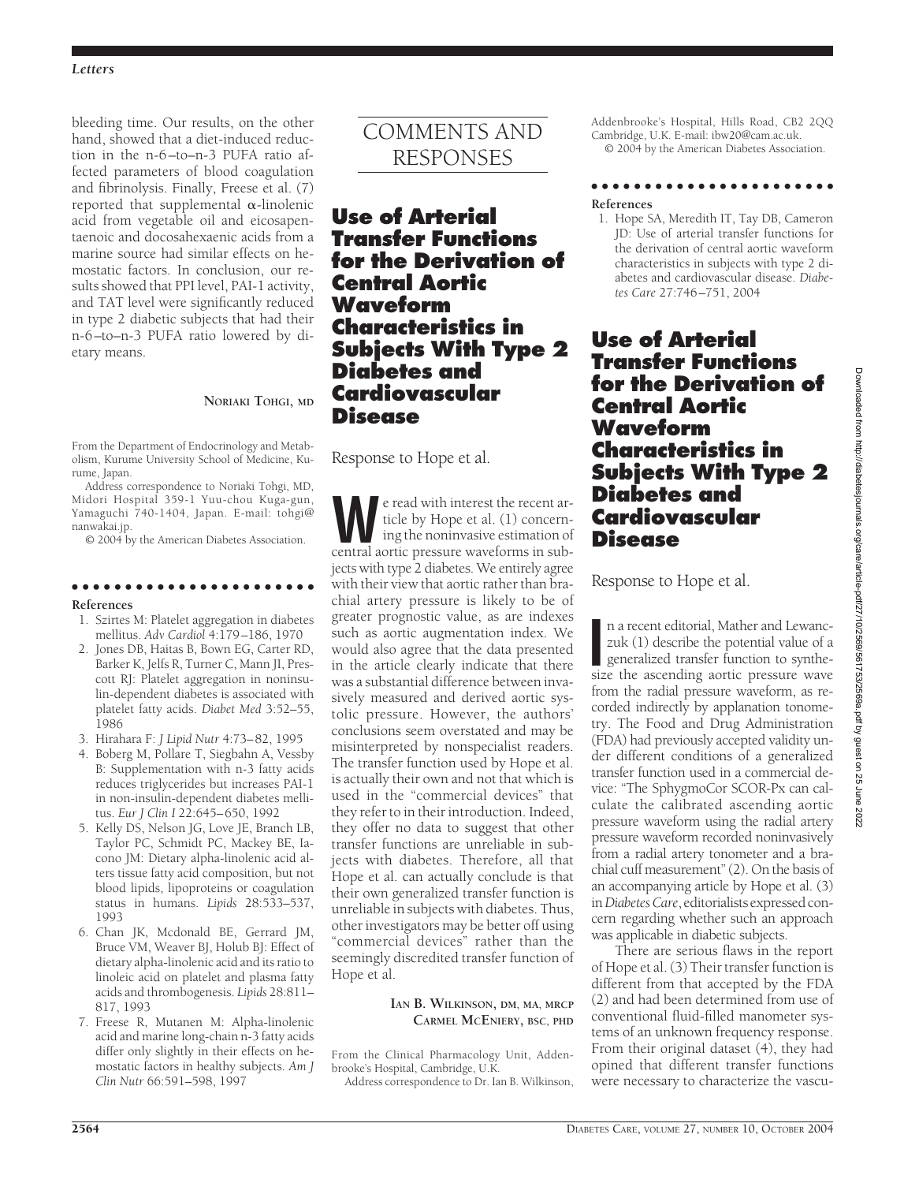bleeding time. Our results, on the other hand, showed that a diet-induced reduction in the n-6–to–n-3 PUFA ratio affected parameters of blood coagulation and fibrinolysis. Finally, Freese et al. (7) reported that supplemental α-linolenic acid from vegetable oil and eicosapentaenoic and docosahexaenoic acids from a marine source had similar effects on hemostatic factors. In conclusion, our results showed that PPI level, PAI-1 activity, and TAT level were significantly reduced in type 2 diabetic subjects that had their n-6–to–n-3 PUFA ratio lowered by dietary means.

**NORIAKI TOHGI, MD**

From the Department of Endocrinology and Metabolism, Kurume University School of Medicine, Kurume, Japan.

Address correspondence to Noriaki Tohgi, MD, Midori Hospital 359-1 Yuu-chou Kuga-gun, Yamaguchi 740-1404, Japan. E-mail: tohgi@nanwakai.jp.

© 2004 by the American Diabetes Association.

**References**

1. Szirtes M: Platelet aggregation in diabetes mellitus. *Adv Cardiol* 4:179–186, 1970
2. Jones DB, Haitas B, Bown EG, Carter RD, Barker K, Jelfs R, Turner C, Mann JI, Prescott RJ: Platelet aggregation in noninsulin-dependent diabetes is associated with platelet fatty acids. *Diabet Med* 3:52–55, 1986
3. Hirahara F: *J Lipid Nutr* 4:73–82, 1995
4. Boberg M, Pollare T, Siegbahn A, Vessby B: Supplementation with n-3 fatty acids reduces triglycerides but increases PAI-1 in non-insulin-dependent diabetes mellitus. *Eur J Clin I* 22:645–650, 1992
5. Kelly DS, Nelson JG, Love JE, Branch LB, Taylor PC, Schmidt PC, Mackey BE, Iacono JM: Dietary alpha-linolenic acid alters tissue fatty acid composition, but not blood lipids, lipoproteins or coagulation status in humans. *Lipids* 28:533–537, 1993
6. Chan JK, Mcdonald BE, Gerrard JM, Bruce VM, Weaver BJ, Holub BJ: Effect of dietary alpha-linolenic acid and its ratio to linoleic acid on platelet and plasma fatty acids and thrombogenesis. *Lipids* 28:811–817, 1993
7. Freese R, Mutanen M: Alpha-linolenic acid and marine long-chain n-3 fatty acids differ only slightly in their effects on hemostatic factors in healthy subjects. *Am J Clin Nutr* 66:591–598, 1997

# COMMENTS AND RESPONSES

## Use of Arterial Transfer Functions for the Derivation of Central Aortic Waveform Characteristics in Subjects With Type 2 Diabetes and Cardiovascular Disease

Response to Hope et al.

We read with interest the recent article by Hope et al. (1) concerning the noninvasive estimation of central aortic pressure waveforms in subjects with type 2 diabetes. We entirely agree with their view that aortic rather than brachial artery pressure is likely to be of greater prognostic value, as are indexes such as aortic augmentation index. We would also agree that the data presented in the article clearly indicate that there was a substantial difference between invasively measured and derived aortic systolic pressure. However, the authors' conclusions seem overstated and may be misinterpreted by nonspecialist readers. The transfer function used by Hope et al. is actually their own and not that which is used in the "commercial devices" that they refer to in their introduction. Indeed, they offer no data to suggest that other transfer functions are unreliable in subjects with diabetes. Therefore, all that Hope et al. can actually conclude is that their own generalized transfer function is unreliable in subjects with diabetes. Thus, other investigators may be better off using "commercial devices" rather than the seemingly discredited transfer function of Hope et al.

**IAN B. WILKINSON, DM, MA, MRCP**
**CARMEL MCENIERY, BSC, PHD**

From the Clinical Pharmacology Unit, Addenbrooke's Hospital, Cambridge, U.K.

Address correspondence to Dr. Ian B. Wilkinson, Addenbrooke's Hospital, Hills Road, CB2 2QQ Cambridge, U.K. E-mail: ibw20@cam.ac.uk.

© 2004 by the American Diabetes Association.

**References**

1. Hope SA, Meredith IT, Tay DB, Cameron JD: Use of arterial transfer functions for the derivation of central aortic waveform characteristics in subjects with type 2 diabetes and cardiovascular disease. *Diabetes Care* 27:746–751, 2004

## Use of Arterial Transfer Functions for the Derivation of Central Aortic Waveform Characteristics in Subjects With Type 2 Diabetes and Cardiovascular Disease

Response to Hope et al.

In a recent editorial, Mather and Lewanczuk (1) describe the potential value of a generalized transfer function to synthesize the ascending aortic pressure wave from the radial pressure waveform, as recorded indirectly by applanation tonometry. The Food and Drug Administration (FDA) had previously accepted validity under different conditions of a generalized transfer function used in a commercial device: "The SphygmoCor SCOR-Px can calculate the calibrated ascending aortic pressure waveform using the radial artery pressure waveform recorded noninvasively from a radial artery tonometer and a brachial cuff measurement" (2). On the basis of an accompanying article by Hope et al. (3) in *Diabetes Care*, editorialists expressed concern regarding whether such an approach was applicable in diabetic subjects.

There are serious flaws in the report of Hope et al. (3) Their transfer function is different from that accepted by the FDA (2) and had been determined from use of conventional fluid-filled manometer systems of an unknown frequency response. From their original dataset (4), they had opined that different transfer functions were necessary to characterize the vascu-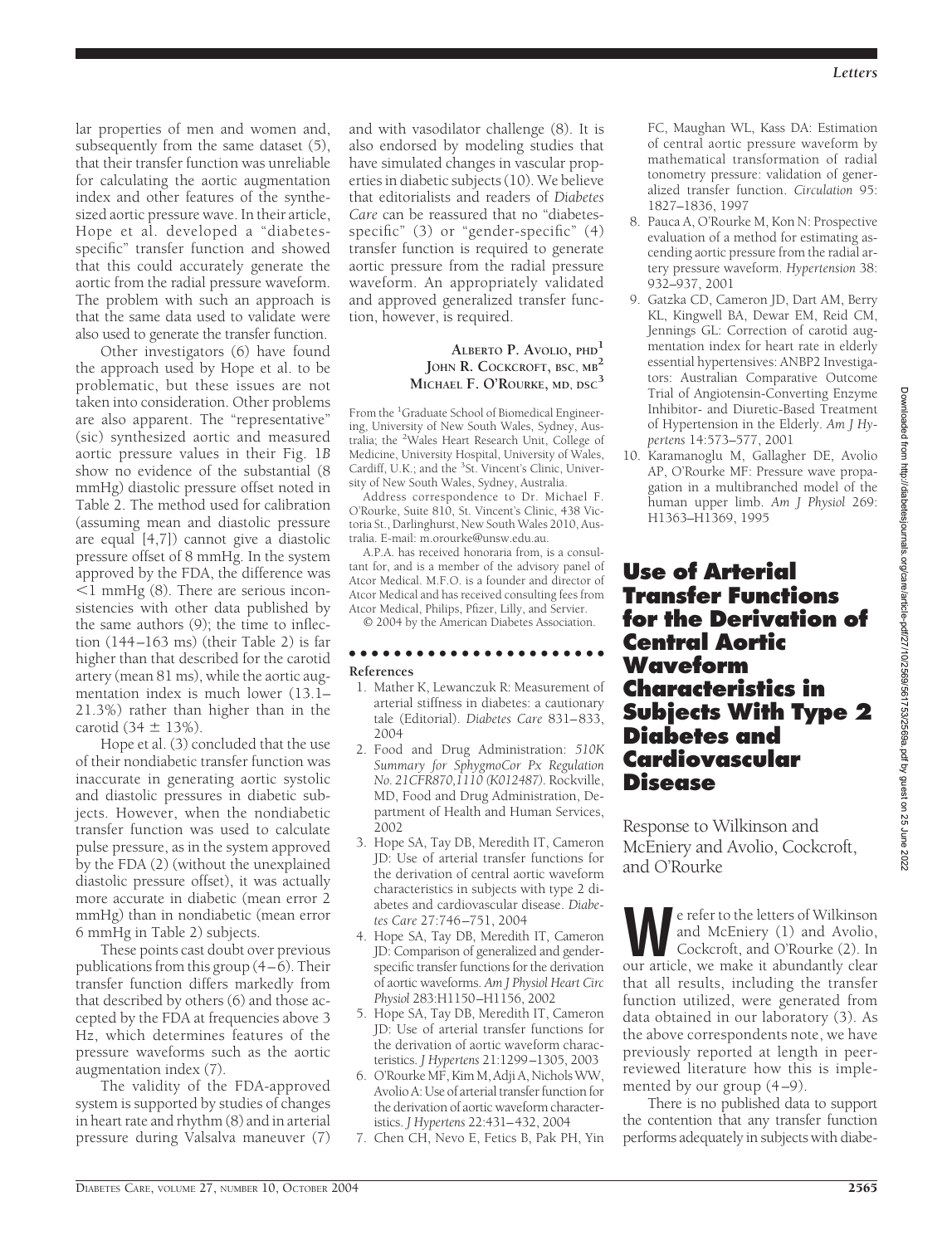lar properties of men and women and, subsequently from the same dataset (5), that their transfer function was unreliable for calculating the aortic augmentation index and other features of the synthesized aortic pressure wave. In their article, Hope et al. developed a "diabetes-specific" transfer function and showed that this could accurately generate the aortic from the radial pressure waveform. The problem with such an approach is that the same data used to validate were also used to generate the transfer function.

Other investigators (6) have found the approach used by Hope et al. to be problematic, but these issues are not taken into consideration. Other problems are also apparent. The "representative" (sic) synthesized aortic and measured aortic pressure values in their Fig. 1*B* show no evidence of the substantial (8 mmHg) diastolic pressure offset noted in Table 2. The method used for calibration (assuming mean and diastolic pressure are equal [4,7]) cannot give a diastolic pressure offset of 8 mmHg. In the system approved by the FDA, the difference was <1 mmHg (8). There are serious inconsistencies with other data published by the same authors (9); the time to inflection (144–163 ms) (their Table 2) is far higher than that described for the carotid artery (mean 81 ms), while the aortic augmentation index is much lower (13.1–21.3%) rather than higher than in the carotid ($34 \pm 13\%$).

Hope et al. (3) concluded that the use of their nondiabetic transfer function was inaccurate in generating aortic systolic and diastolic pressures in diabetic subjects. However, when the nondiabetic transfer function was used to calculate pulse pressure, as in the system approved by the FDA (2) (without the unexplained diastolic pressure offset), it was actually more accurate in diabetic (mean error 2 mmHg) than in nondiabetic (mean error 6 mmHg in Table 2) subjects.

These points cast doubt over previous publications from this group (4–6). Their transfer function differs markedly from that described by others (6) and those accepted by the FDA at frequencies above 3 Hz, which determines features of the pressure waveforms such as the aortic augmentation index (7).

The validity of the FDA-approved system is supported by studies of changes in heart rate and rhythm (8) and in arterial pressure during Valsalva maneuver (7) and with vasodilator challenge (8). It is also endorsed by modeling studies that have simulated changes in vascular properties in diabetic subjects (10). We believe that editorialists and readers of *Diabetes Care* can be reassured that no "diabetes-specific" (3) or "gender-specific" (4) transfer function is required to generate aortic pressure from the radial pressure waveform. An appropriately validated and approved generalized transfer function, however, is required.

**Alberto P. Avolio, phd**[1]
**John R. Cockcroft, bsc, mb**[2]
**Michael F. O'Rourke, md, dsc**[3]

From the [1]Graduate School of Biomedical Engineering, University of New South Wales, Sydney, Australia; the [2]Wales Heart Research Unit, College of Medicine, University Hospital, University of Wales, Cardiff, U.K.; and the [3]St. Vincent's Clinic, University of New South Wales, Sydney, Australia.

Address correspondence to Dr. Michael F. O'Rourke, Suite 810, St. Vincent's Clinic, 438 Victoria St., Darlinghurst, New South Wales 2010, Australia. E-mail: m.orourke@unsw.edu.au.

A.P.A. has received honoraria from, is a consultant for, and is a member of the advisory panel of Atcor Medical. M.F.O. is a founder and director of Atcor Medical and has received consulting fees from Atcor Medical, Philips, Pfizer, Lilly, and Servier.

© 2004 by the American Diabetes Association.

**References**

1. Mather K, Lewanczuk R: Measurement of arterial stiffness in diabetes: a cautionary tale (Editorial). *Diabetes Care* 831–833, 2004
2. Food and Drug Administration: *510K Summary for SphygmoCor Px Regulation No. 21CFR870,1110 (K012487)*. Rockville, MD, Food and Drug Administration, Department of Health and Human Services, 2002
3. Hope SA, Tay DB, Meredith IT, Cameron JD: Use of arterial transfer functions for the derivation of central aortic waveform characteristics in subjects with type 2 diabetes and cardiovascular disease. *Diabetes Care* 27:746–751, 2004
4. Hope SA, Tay DB, Meredith IT, Cameron JD: Comparison of generalized and gender-specific transfer functions for the derivation of aortic waveforms. *Am J Physiol Heart Circ Physiol* 283:H1150–H1156, 2002
5. Hope SA, Tay DB, Meredith IT, Cameron JD: Use of arterial transfer functions for the derivation of aortic waveform characteristics. *J Hypertens* 21:1299–1305, 2003
6. O'Rourke MF, Kim M, Adji A, Nichols WW, Avolio A: Use of arterial transfer function for the derivation of aortic waveform characteristics. *J Hypertens* 22:431–432, 2004
7. Chen CH, Nevo E, Fetics B, Pak PH, Yin FC, Maughan WL, Kass DA: Estimation of central aortic pressure waveform by mathematical transformation of radial tonometry pressure: validation of generalized transfer function. *Circulation* 95: 1827–1836, 1997
8. Pauca A, O'Rourke M, Kon N: Prospective evaluation of a method for estimating ascending aortic pressure from the radial artery pressure waveform. *Hypertension* 38: 932–937, 2001
9. Gatzka CD, Cameron JD, Dart AM, Berry KL, Kingwell BA, Dewar EM, Reid CM, Jennings GL: Correction of carotid augmentation index for heart rate in elderly essential hypertensives: ANBP2 Investigators: Australian Comparative Outcome Trial of Angiotensin-Converting Enzyme Inhibitor- and Diuretic-Based Treatment of Hypertension in the Elderly. *Am J Hypertens* 14:573–577, 2001
10. Karamanoglu M, Gallagher DE, Avolio AP, O'Rourke MF: Pressure wave propagation in a multibranched model of the human upper limb. *Am J Physiol* 269: H1363–H1369, 1995

# Use of Arterial Transfer Functions for the Derivation of Central Aortic Waveform Characteristics in Subjects With Type 2 Diabetes and Cardiovascular Disease

Response to Wilkinson and McEniery and Avolio, Cockcroft, and O'Rourke

We refer to the letters of Wilkinson and McEniery (1) and Avolio, Cockcroft, and O'Rourke (2). In our article, we make it abundantly clear that all results, including the transfer function utilized, were generated from data obtained in our laboratory (3). As the above correspondents note, we have previously reported at length in peer-reviewed literature how this is implemented by our group (4–9).

There is no published data to support the contention that any transfer function performs adequately in subjects with diabe-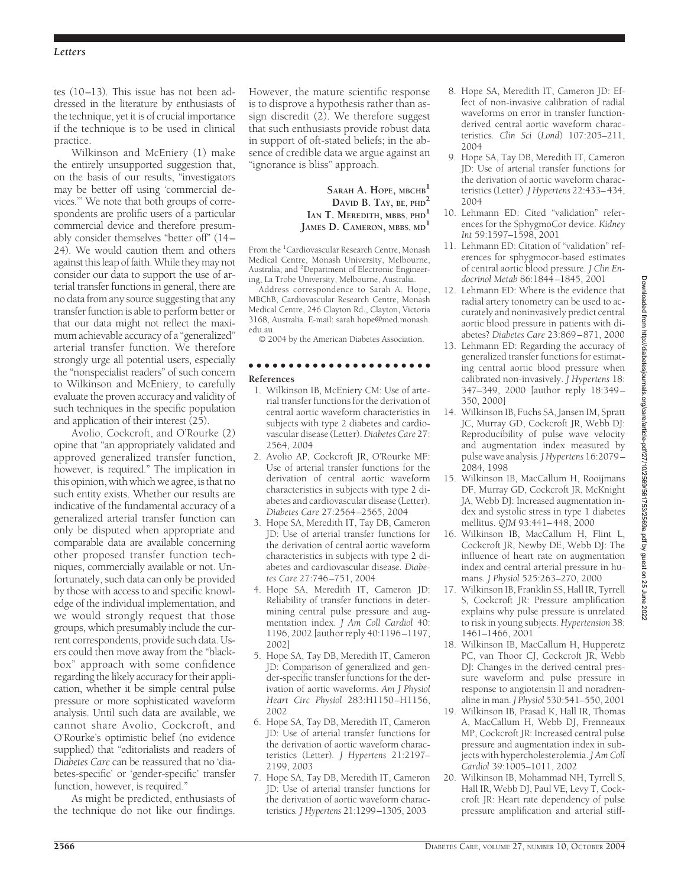tes (10–13). This issue has not been addressed in the literature by enthusiasts of the technique, yet it is of crucial importance if the technique is to be used in clinical practice.

Wilkinson and McEniery (1) make the entirely unsupported suggestion that, on the basis of our results, "investigators may be better off using 'commercial devices.'" We note that both groups of correspondents are prolific users of a particular commercial device and therefore presumably consider themselves "better off" (14–24). We would caution them and others against this leap of faith. While they may not consider our data to support the use of arterial transfer functions in general, there are no data from any source suggesting that any transfer function is able to perform better or that our data might not reflect the maximum achievable accuracy of a "generalized" arterial transfer function. We therefore strongly urge all potential users, especially the "nonspecialist readers" of such concern to Wilkinson and McEniery, to carefully evaluate the proven accuracy and validity of such techniques in the specific population and application of their interest (25).

Avolio, Cockcroft, and O'Rourke (2) opine that "an appropriately validated and approved generalized transfer function, however, is required." The implication in this opinion, with which we agree, is that no such entity exists. Whether our results are indicative of the fundamental accuracy of a generalized arterial transfer function can only be disputed when appropriate and comparable data are available concerning other proposed transfer function techniques, commercially available or not. Unfortunately, such data can only be provided by those with access to and specific knowledge of the individual implementation, and we would strongly request that those groups, which presumably include the current correspondents, provide such data. Users could then move away from the "black-box" approach with some confidence regarding the likely accuracy for their application, whether it be simple central pulse pressure or more sophisticated waveform analysis. Until such data are available, we cannot share Avolio, Cockcroft, and O'Rourke's optimistic belief (no evidence supplied) that "editorialists and readers of *Diabetes Care* can be reassured that no 'diabetes-specific' or 'gender-specific' transfer function, however, is required."

As might be predicted, enthusiasts of the technique do not like our findings. However, the mature scientific response is to disprove a hypothesis rather than assign discredit (2). We therefore suggest that such enthusiasts provide robust data in support of oft-stated beliefs; in the absence of credible data we argue against an "ignorance is bliss" approach.

**SARAH A. HOPE, MBCHB[1]**
**DAVID B. TAY, BE, PHD[2]**
**IAN T. MEREDITH, MBBS, PHD[1]**
**JAMES D. CAMERON, MBBS, MD[1]**

From the [1]Cardiovascular Research Centre, Monash Medical Centre, Monash University, Melbourne, Australia; and [2]Department of Electronic Engineering, La Trobe University, Melbourne, Australia.

Address correspondence to Sarah A. Hope, MBChB, Cardiovascular Research Centre, Monash Medical Centre, 246 Clayton Rd., Clayton, Victoria 3168, Australia. E-mail: sarah.hope@med.monash.edu.au.

© 2004 by the American Diabetes Association.

## References

1. Wilkinson IB, McEniery CM: Use of arterial transfer functions for the derivation of central aortic waveform characteristics in subjects with type 2 diabetes and cardiovascular disease (Letter). *Diabetes Care* 27:2564, 2004
2. Avolio AP, Cockcroft JR, O'Rourke MF: Use of arterial transfer functions for the derivation of central aortic waveform characteristics in subjects with type 2 diabetes and cardiovascular disease (Letter). *Diabetes Care* 27:2564–2565, 2004
3. Hope SA, Meredith IT, Tay DB, Cameron JD: Use of arterial transfer functions for the derivation of central aortic waveform characteristics in subjects with type 2 diabetes and cardiovascular disease. *Diabetes Care* 27:746–751, 2004
4. Hope SA, Meredith IT, Cameron JD: Reliability of transfer functions in determining central pulse pressure and augmentation index. *J Am Coll Cardiol* 40:1196, 2002 [author reply 40:1196–1197, 2002]
5. Hope SA, Tay DB, Meredith IT, Cameron JD: Comparison of generalized and gender-specific transfer functions for the derivation of aortic waveforms. *Am J Physiol Heart Circ Physiol* 283:H1150–H1156, 2002
6. Hope SA, Tay DB, Meredith IT, Cameron JD: Use of arterial transfer functions for the derivation of aortic waveform characteristics (Letter). *J Hypertens* 21:2197–2199, 2003
7. Hope SA, Tay DB, Meredith IT, Cameron JD: Use of arterial transfer functions for the derivation of aortic waveform characteristics. *J Hypertens* 21:1299–1305, 2003
8. Hope SA, Meredith IT, Cameron JD: Effect of non-invasive calibration of radial waveforms on error in transfer function-derived central aortic waveform characteristics. *Clin Sci (Lond)* 107:205–211, 2004
9. Hope SA, Tay DB, Meredith IT, Cameron JD: Use of arterial transfer functions for the derivation of aortic waveform characteristics (Letter). *J Hypertens* 22:433–434, 2004
10. Lehmann ED: Cited "validation" references for the SphygmoCor device. *Kidney Int* 59:1597–1598, 2001
11. Lehmann ED: Citation of "validation" references for sphygmocor-based estimates of central aortic blood pressure. *J Clin Endocrinol Metab* 86:1844–1845, 2001
12. Lehmann ED: Where is the evidence that radial artery tonometry can be used to accurately and noninvasively predict central aortic blood pressure in patients with diabetes? *Diabetes Care* 23:869–871, 2000
13. Lehmann ED: Regarding the accuracy of generalized transfer functions for estimating central aortic blood pressure when calibrated non-invasively. *J Hypertens* 18:347–349, 2000 [author reply 18:349–350, 2000]
14. Wilkinson IB, Fuchs SA, Jansen IM, Spratt JC, Murray GD, Cockcroft JR, Webb DJ: Reproducibility of pulse wave velocity and augmentation index measured by pulse wave analysis. *J Hypertens* 16:2079–2084, 1998
15. Wilkinson IB, MacCallum H, Rooijmans DF, Murray GD, Cockcroft JR, McKnight JA, Webb DJ: Increased augmentation index and systolic stress in type 1 diabetes mellitus. *QJM* 93:441–448, 2000
16. Wilkinson IB, MacCallum H, Flint L, Cockcroft JR, Newby DE, Webb DJ: The influence of heart rate on augmentation index and central arterial pressure in humans. *J Physiol* 525:263–270, 2000
17. Wilkinson IB, Franklin SS, Hall IR, Tyrrell S, Cockcroft JR: Pressure amplification explains why pulse pressure is unrelated to risk in young subjects. *Hypertension* 38:1461–1466, 2001
18. Wilkinson IB, MacCallum H, Hupperetz PC, van Thoor CJ, Cockcroft JR, Webb DJ: Changes in the derived central pressure waveform and pulse pressure in response to angiotensin II and noradrenaline in man. *J Physiol* 530:541–550, 2001
19. Wilkinson IB, Prasad K, Hall IR, Thomas A, MacCallum H, Webb DJ, Frenneaux MP, Cockcroft JR: Increased central pulse pressure and augmentation index in subjects with hypercholesterolemia. *J Am Coll Cardiol* 39:1005–1011, 2002
20. Wilkinson IB, Mohammad NH, Tyrrell S, Hall IR, Webb DJ, Paul VE, Levy T, Cockcroft JR: Heart rate dependency of pulse pressure amplification and arterial stiff-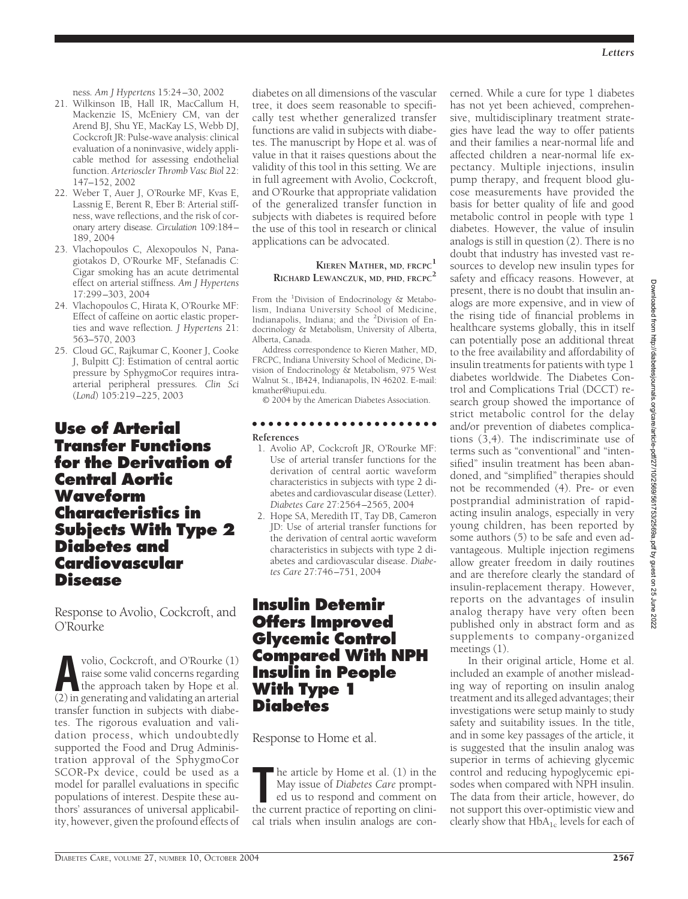ness. *Am J Hypertens* 15:24–30, 2002

21. Wilkinson IB, Hall IR, MacCallum H, Mackenzie IS, McEniery CM, van der Arend BJ, Shu YE, MacKay LS, Webb DJ, Cockcroft JR: Pulse-wave analysis: clinical evaluation of a noninvasive, widely applicable method for assessing endothelial function. *Arterioscler Thromb Vasc Biol* 22: 147–152, 2002
22. Weber T, Auer J, O'Rourke MF, Kvas E, Lassnig E, Berent R, Eber B: Arterial stiffness, wave reflections, and the risk of coronary artery disease. *Circulation* 109:184–189, 2004
23. Vlachopoulos C, Alexopoulos N, Panagiotakos D, O'Rourke MF, Stefanadis C: Cigar smoking has an acute detrimental effect on arterial stiffness. *Am J Hypertens* 17:299–303, 2004
24. Vlachopoulos C, Hirata K, O'Rourke MF: Effect of caffeine on aortic elastic properties and wave reflection. *J Hypertens* 21: 563–570, 2003
25. Cloud GC, Rajkumar C, Kooner J, Cooke J, Bulpitt CJ: Estimation of central aortic pressure by SphygmoCor requires intra-arterial peripheral pressures. *Clin Sci (Lond)* 105:219–225, 2003

# Use of Arterial Transfer Functions for the Derivation of Central Aortic Waveform Characteristics in Subjects With Type 2 Diabetes and Cardiovascular Disease

Response to Avolio, Cockcroft, and O'Rourke

Avolio, Cockcroft, and O'Rourke (1) raise some valid concerns regarding the approach taken by Hope et al. (2) in generating and validating an arterial transfer function in subjects with diabetes. The rigorous evaluation and validation process, which undoubtedly supported the Food and Drug Administration approval of the SphygmoCor SCOR-Px device, could be used as a model for parallel evaluations in specific populations of interest. Despite these authors' assurances of universal applicability, however, given the profound effects of diabetes on all dimensions of the vascular tree, it does seem reasonable to specifically test whether generalized transfer functions are valid in subjects with diabetes. The manuscript by Hope et al. was of value in that it raises questions about the validity of this tool in this setting. We are in full agreement with Avolio, Cockcroft, and O'Rourke that appropriate validation of the generalized transfer function in subjects with diabetes is required before the use of this tool in research or clinical applications can be advocated.

**Kieren Mather, md, frcpc**[1]
**Richard Lewanczuk, md, phd, frcpc**[2]

From the [1]Division of Endocrinology & Metabolism, Indiana University School of Medicine, Indianapolis, Indiana; and the [2]Division of Endocrinology & Metabolism, University of Alberta, Alberta, Canada.

Address correspondence to Kieren Mather, MD, FRCPC, Indiana University School of Medicine, Division of Endocrinology & Metabolism, 975 West Walnut St., IB424, Indianapolis, IN 46202. E-mail: kmather@iupui.edu.

© 2004 by the American Diabetes Association.

**References**

1. Avolio AP, Cockcroft JR, O'Rourke MF: Use of arterial transfer functions for the derivation of central aortic waveform characteristics in subjects with type 2 diabetes and cardiovascular disease (Letter). *Diabetes Care* 27:2564–2565, 2004
2. Hope SA, Meredith IT, Tay DB, Cameron JD: Use of arterial transfer functions for the derivation of central aortic waveform characteristics in subjects with type 2 diabetes and cardiovascular disease. *Diabetes Care* 27:746–751, 2004

# Insulin Detemir Offers Improved Glycemic Control Compared With NPH Insulin in People With Type 1 Diabetes

Response to Home et al.

The article by Home et al. (1) in the May issue of *Diabetes Care* prompted us to respond and comment on the current practice of reporting on clinical trials when insulin analogs are concerned. While a cure for type 1 diabetes has not yet been achieved, comprehensive, multidisciplinary treatment strategies have lead the way to offer patients and their families a near-normal life and affected children a near-normal life expectancy. Multiple injections, insulin pump therapy, and frequent blood glucose measurements have provided the basis for better quality of life and good metabolic control in people with type 1 diabetes. However, the value of insulin analogs is still in question (2). There is no doubt that industry has invested vast resources to develop new insulin types for safety and efficacy reasons. However, at present, there is no doubt that insulin analogs are more expensive, and in view of the rising tide of financial problems in healthcare systems globally, this in itself can potentially pose an additional threat to the free availability and affordability of insulin treatments for patients with type 1 diabetes worldwide. The Diabetes Control and Complications Trial (DCCT) research group showed the importance of strict metabolic control for the delay and/or prevention of diabetes complications (3,4). The indiscriminate use of terms such as "conventional" and "intensified" insulin treatment has been abandoned, and "simplified" therapies should not be recommended (4). Pre- or even postprandial administration of rapid-acting insulin analogs, especially in very young children, has been reported by some authors (5) to be safe and even advantageous. Multiple injection regimens allow greater freedom in daily routines and are therefore clearly the standard of insulin-replacement therapy. However, reports on the advantages of insulin analog therapy have very often been published only in abstract form and as supplements to company-organized meetings (1).

In their original article, Home et al. included an example of another misleading way of reporting on insulin analog treatment and its alleged advantages; their investigations were setup mainly to study safety and suitability issues. In the title, and in some key passages of the article, it is suggested that the insulin analog was superior in terms of achieving glycemic control and reducing hypoglycemic episodes when compared with NPH insulin. The data from their article, however, do not support this over-optimistic view and clearly show that $HbA_{1c}$ levels for each of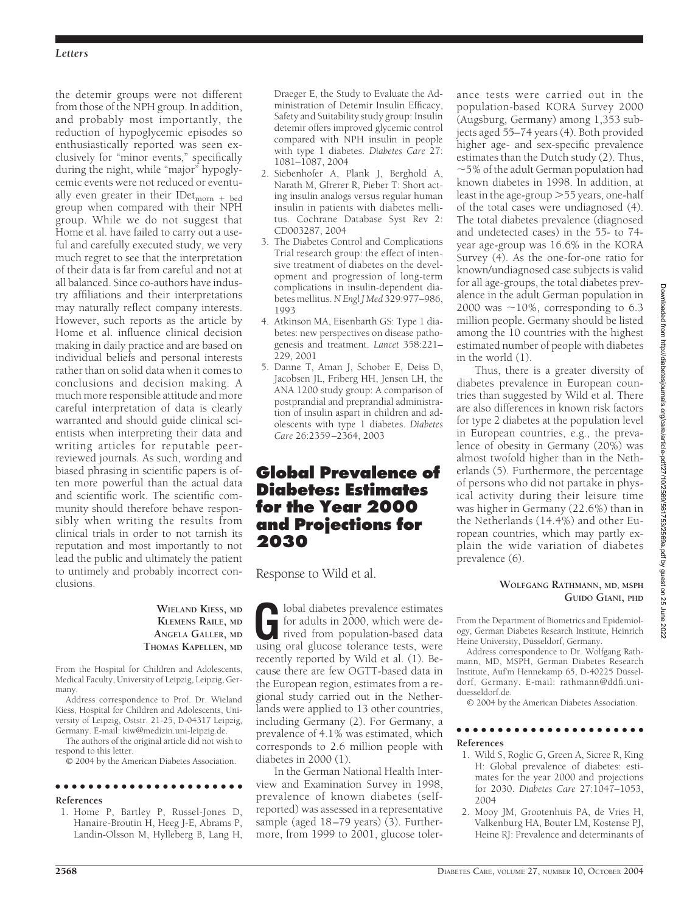the detemir groups were not different from those of the NPH group. In addition, and probably most importantly, the reduction of hypoglycemic episodes so enthusiastically reported was seen exclusively for "minor events," specifically during the night, while "major" hypoglycemic events were not reduced or eventually even greater in their $IDet_{morn + bed}$ group when compared with their NPH group. While we do not suggest that Home et al. have failed to carry out a useful and carefully executed study, we very much regret to see that the interpretation of their data is far from careful and not at all balanced. Since co-authors have industry affiliations and their interpretations may naturally reflect company interests. However, such reports as the article by Home et al. influence clinical decision making in daily practice and are based on individual beliefs and personal interests rather than on solid data when it comes to conclusions and decision making. A much more responsible attitude and more careful interpretation of data is clearly warranted and should guide clinical scientists when interpreting their data and writing articles for reputable peer-reviewed journals. As such, wording and biased phrasing in scientific papers is often more powerful than the actual data and scientific work. The scientific community should therefore behave responsibly when writing the results from clinical trials in order to not tarnish its reputation and most importantly to not lead the public and ultimately the patient to untimely and probably incorrect conclusions.

**WIELAND KIESS, MD**
**KLEMENS RAILE, MD**
**ANGELA GALLER, MD**
**THOMAS KAPELLEN, MD**

From the Hospital for Children and Adolescents, Medical Faculty, University of Leipzig, Leipzig, Germany.

Address correspondence to Prof. Dr. Wieland Kiess, Hospital for Children and Adolescents, University of Leipzig, Oststr. 21-25, D-04317 Leipzig, Germany. E-mail: kiw@medizin.uni-leipzig.de.

The authors of the original article did not wish to respond to this letter.

© 2004 by the American Diabetes Association.

**References**

1. Home P, Bartley P, Russel-Jones D, Hanaire-Broutin H, Heeg J-E, Abrams P, Landin-Olsson M, Hylleberg B, Lang H, Draeger E, the Study to Evaluate the Administration of Detemir Insulin Efficacy, Safety and Suitability study group: Insulin detemir offers improved glycemic control compared with NPH insulin in people with type 1 diabetes. *Diabetes Care* 27: 1081–1087, 2004
2. Siebenhofer A, Plank J, Berghold A, Narath M, Gfrerer R, Pieber T: Short acting insulin analogs versus regular human insulin in patients with diabetes mellitus. Cochrane Database Syst Rev 2: CD003287, 2004
3. The Diabetes Control and Complications Trial research group: the effect of intensive treatment of diabetes on the development and progression of long-term complications in insulin-dependent diabetes mellitus. *N Engl J Med* 329:977–986, 1993
4. Atkinson MA, Eisenbarth GS: Type 1 diabetes: new perspectives on disease pathogenesis and treatment. *Lancet* 358:221–229, 2001
5. Danne T, Aman J, Schober E, Deiss D, Jacobsen JL, Friberg HH, Jensen LH, the ANA 1200 study group: A comparison of postprandial and preprandial administration of insulin aspart in children and adolescents with type 1 diabetes. *Diabetes Care* 26:2359–2364, 2003

# Global Prevalence of Diabetes: Estimates for the Year 2000 and Projections for 2030

Response to Wild et al.

Global diabetes prevalence estimates for adults in 2000, which were derived from population-based data using oral glucose tolerance tests, were recently reported by Wild et al. (1). Because there are few OGTT-based data in the European region, estimates from a regional study carried out in the Netherlands were applied to 13 other countries, including Germany (2). For Germany, a prevalence of 4.1% was estimated, which corresponds to 2.6 million people with diabetes in 2000 (1).

In the German National Health Interview and Examination Survey in 1998, prevalence of known diabetes (self-reported) was assessed in a representative sample (aged 18–79 years) (3). Furthermore, from 1999 to 2001, glucose tolerance tests were carried out in the population-based KORA Survey 2000 (Augsburg, Germany) among 1,353 subjects aged 55–74 years (4). Both provided higher age- and sex-specific prevalence estimates than the Dutch study (2). Thus, ~5% of the adult German population had known diabetes in 1998. In addition, at least in the age-group >55 years, one-half of the total cases were undiagnosed (4). The total diabetes prevalence (diagnosed and undetected cases) in the 55- to 74-year age-group was 16.6% in the KORA Survey (4). As the one-for-one ratio for known/undiagnosed case subjects is valid for all age-groups, the total diabetes prevalence in the adult German population in 2000 was ~10%, corresponding to 6.3 million people. Germany should be listed among the 10 countries with the highest estimated number of people with diabetes in the world (1).

Thus, there is a greater diversity of diabetes prevalence in European countries than suggested by Wild et al. There are also differences in known risk factors for type 2 diabetes at the population level in European countries, e.g., the prevalence of obesity in Germany (20%) was almost twofold higher than in the Netherlands (5). Furthermore, the percentage of persons who did not partake in physical activity during their leisure time was higher in Germany (22.6%) than in the Netherlands (14.4%) and other European countries, which may partly explain the wide variation of diabetes prevalence (6).

**WOLFGANG RATHMANN, MD, MSPH**
**GUIDO GIANI, PHD**

From the Department of Biometrics and Epidemiology, German Diabetes Research Institute, Heinrich Heine University, Düsseldorf, Germany.

Address correspondence to Dr. Wolfgang Rathmann, MD, MSPH, German Diabetes Research Institute, Auf'm Hennekamp 65, D-40225 Düsseldorf, Germany. E-mail: rathmann@ddfi.uni-duesseldorf.de.

© 2004 by the American Diabetes Association.

**References**

1. Wild S, Roglic G, Green A, Sicree R, King H: Global prevalence of diabetes: estimates for the year 2000 and projections for 2030. *Diabetes Care* 27:1047–1053, 2004
2. Mooy JM, Grootenhuis PA, de Vries H, Valkenburg HA, Bouter LM, Kostense PJ, Heine RJ: Prevalence and determinants of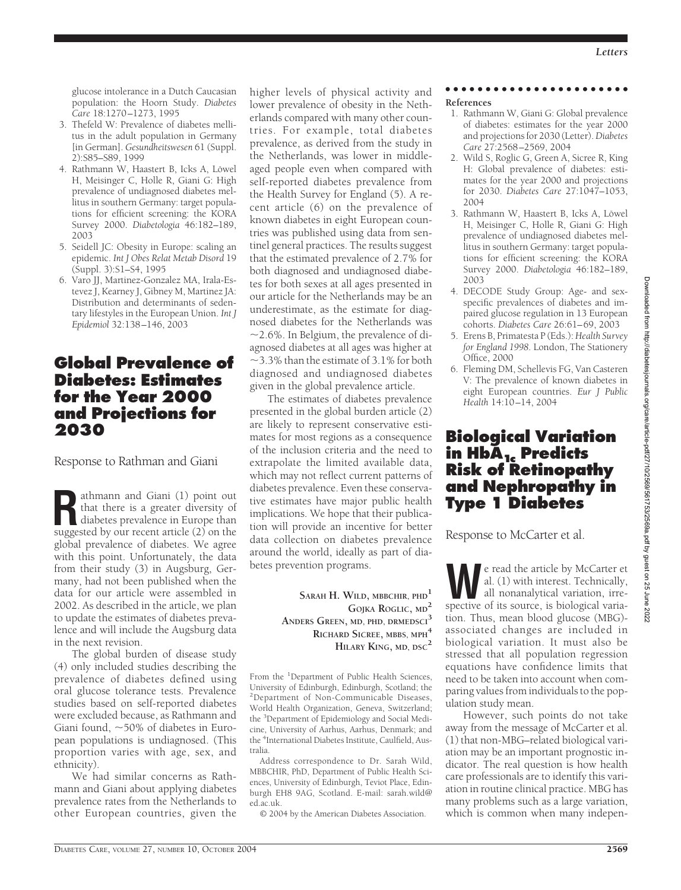glucose intolerance in a Dutch Caucasian population: the Hoorn Study. *Diabetes Care* 18:1270–1273, 1995
3. Thefeld W: Prevalence of diabetes mellitus in the adult population in Germany [in German]. *Gesundheitswesen* 61 (Suppl. 2):S85–S89, 1999
4. Rathmann W, Haastert B, Icks A, Löwel H, Meisinger C, Holle R, Giani G: High prevalence of undiagnosed diabetes mellitus in southern Germany: target populations for efficient screening: the KORA Survey 2000. *Diabetologia* 46:182–189, 2003
5. Seidell JC: Obesity in Europe: scaling an epidemic. *Int J Obes Relat Metab Disord* 19 (Suppl. 3):S1–S4, 1995
6. Varo JJ, Martinez-Gonzalez MA, Irala-Estevez J, Kearney J, Gibney M, Martinez JA: Distribution and determinants of sedentary lifestyles in the European Union. *Int J Epidemiol* 32:138–146, 2003

# Global Prevalence of Diabetes: Estimates for the Year 2000 and Projections for 2030

Response to Rathman and Giani

Rathmann and Giani (1) point out that there is a greater diversity of diabetes prevalence in Europe than suggested by our recent article (2) on the global prevalence of diabetes. We agree with this point. Unfortunately, the data from their study (3) in Augsburg, Germany, had not been published when the data for our article were assembled in 2002. As described in the article, we plan to update the estimates of diabetes prevalence and will include the Augsburg data in the next revision.

The global burden of disease study (4) only included studies describing the prevalence of diabetes defined using oral glucose tolerance tests. Prevalence studies based on self-reported diabetes were excluded because, as Rathmann and Giani found, ~50% of diabetes in European populations is undiagnosed. (This proportion varies with age, sex, and ethnicity).

We had similar concerns as Rathmann and Giani about applying diabetes prevalence rates from the Netherlands to other European countries, given the higher levels of physical activity and lower prevalence of obesity in the Netherlands compared with many other countries. For example, total diabetes prevalence, as derived from the study in the Netherlands, was lower in middle-aged people even when compared with self-reported diabetes prevalence from the Health Survey for England (5). A recent article (6) on the prevalence of known diabetes in eight European countries was published using data from sentinel general practices. The results suggest that the estimated prevalence of 2.7% for both diagnosed and undiagnosed diabetes for both sexes at all ages presented in our article for the Netherlands may be an underestimate, as the estimate for diagnosed diabetes for the Netherlands was ~2.6%. In Belgium, the prevalence of diagnosed diabetes at all ages was higher at ~3.3% than the estimate of 3.1% for both diagnosed and undiagnosed diabetes given in the global prevalence article.

The estimates of diabetes prevalence presented in the global burden article (2) are likely to represent conservative estimates for most regions as a consequence of the inclusion criteria and the need to extrapolate the limited available data, which may not reflect current patterns of diabetes prevalence. Even these conservative estimates have major public health implications. We hope that their publication will provide an incentive for better data collection on diabetes prevalence around the world, ideally as part of diabetes prevention programs.

**Sarah H. Wild, mbbchir, phd**[1]
**Gojka Roglic, md**[2]
**Anders Green, md, phd, drmedsci**[3]
**Richard Sicree, mbbs, mph**[4]
**Hilary King, md, dsc**[2]

From the [1]Department of Public Health Sciences, University of Edinburgh, Edinburgh, Scotland; the [2]Department of Non-Communicable Diseases, World Health Organization, Geneva, Switzerland; the [3]Department of Epidemiology and Social Medicine, University of Aarhus, Aarhus, Denmark; and the [4]International Diabetes Institute, Caulfield, Australia.

Address correspondence to Dr. Sarah Wild, MBBCHIR, PhD, Department of Public Health Sciences, University of Edinburgh, Teviot Place, Edinburgh EH8 9AG, Scotland. E-mail: sarah.wild@ed.ac.uk.

© 2004 by the American Diabetes Association.

**References**

1. Rathmann W, Giani G: Global prevalence of diabetes: estimates for the year 2000 and projections for 2030 (Letter). *Diabetes Care* 27:2568–2569, 2004
2. Wild S, Roglic G, Green A, Sicree R, King H: Global prevalence of diabetes: estimates for the year 2000 and projections for 2030. *Diabetes Care* 27:1047–1053, 2004
3. Rathmann W, Haastert B, Icks A, Löwel H, Meisinger C, Holle R, Giani G: High prevalence of undiagnosed diabetes mellitus in southern Germany: target populations for efficient screening: the KORA Survey 2000. *Diabetologia* 46:182–189, 2003
4. DECODE Study Group: Age- and sex-specific prevalences of diabetes and impaired glucose regulation in 13 European cohorts. *Diabetes Care* 26:61–69, 2003
5. Erens B, Primatesta P (Eds.): *Health Survey for England 1998*. London, The Stationery Office, 2000
6. Fleming DM, Schellevis FG, Van Casteren V: The prevalence of known diabetes in eight European countries. *Eur J Public Health* 14:10–14, 2004

# Biological Variation in $HbA_{1c}$ Predicts Risk of Retinopathy and Nephropathy in Type 1 Diabetes

Response to McCarter et al.

We read the article by McCarter et al. (1) with interest. Technically, all nonanalytical variation, irrespective of its source, is biological variation. Thus, mean blood glucose (MBG)-associated changes are included in biological variation. It must also be stressed that all population regression equations have confidence limits that need to be taken into account when comparing values from individuals to the population study mean.

However, such points do not take away from the message of McCarter et al. (1) that non-MBG–related biological variation may be an important prognostic indicator. The real question is how health care professionals are to identify this variation in routine clinical practice. MBG has many problems such as a large variation, which is common when many indepen-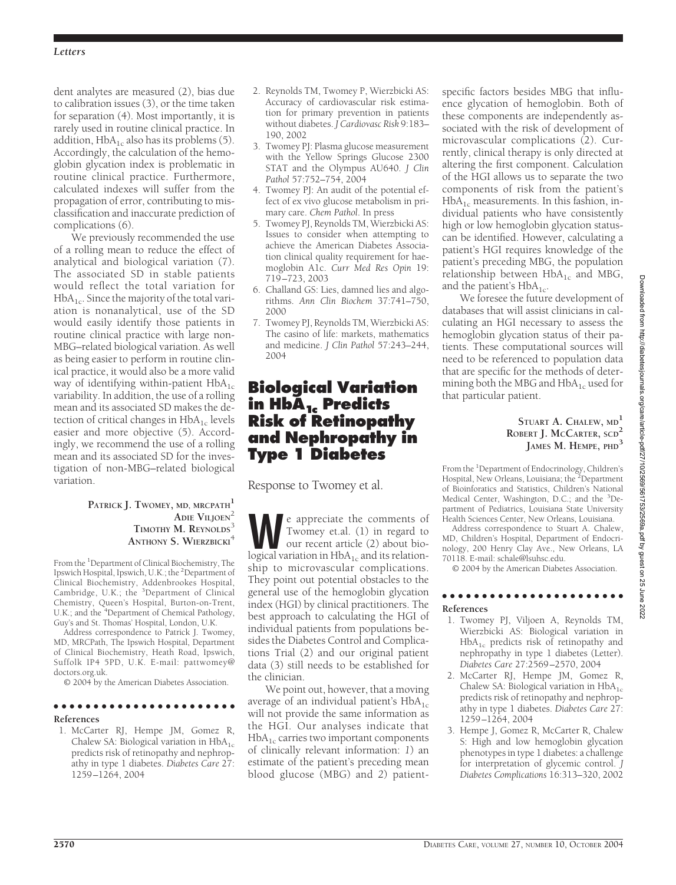dent analytes are measured (2), bias due to calibration issues (3), or the time taken for separation (4). Most importantly, it is rarely used in routine clinical practice. In addition, $HbA_{1c}$ also has its problems (5). Accordingly, the calculation of the hemoglobin glycation index is problematic in routine clinical practice. Furthermore, calculated indexes will suffer from the propagation of error, contributing to misclassification and inaccurate prediction of complications (6).

We previously recommended the use of a rolling mean to reduce the effect of analytical and biological variation (7). The associated SD in stable patients would reflect the total variation for $HbA_{1c}$. Since the majority of the total variation is nonanalytical, use of the SD would easily identify those patients in routine clinical practice with large non-MBG–related biological variation. As well as being easier to perform in routine clinical practice, it would also be a more valid way of identifying within-patient $HbA_{1c}$ variability. In addition, the use of a rolling mean and its associated SD makes the detection of critical changes in $HbA_{1c}$ levels easier and more objective (5). Accordingly, we recommend the use of a rolling mean and its associated SD for the investigation of non-MBG–related biological variation.

**Patrick J. Twomey, md, mrcpath**[1]
**Adie Viljoen**[2]
**Timothy M. Reynolds**[3]
**Anthony S. Wierzbicki**[4]

From the [1]Department of Clinical Biochemistry, The Ipswich Hospital, Ipswich, U.K.; the [2]Department of Clinical Biochemistry, Addenbrookes Hospital, Cambridge, U.K.; the [3]Department of Clinical Chemistry, Queen's Hospital, Burton-on-Trent, U.K.; and the [4]Department of Chemical Pathology, Guy's and St. Thomas' Hospital, London, U.K.

Address correspondence to Patrick J. Twomey, MD, MRCPath, The Ipswich Hospital, Department of Clinical Biochemistry, Heath Road, Ipswich, Suffolk IP4 5PD, U.K. E-mail: pattwomey@doctors.org.uk.

© 2004 by the American Diabetes Association.

### References

1. McCarter RJ, Hempe JM, Gomez R, Chalew SA: Biological variation in $HbA_{1c}$ predicts risk of retinopathy and nephropathy in type 1 diabetes. *Diabetes Care* 27:1259–1264, 2004
2. Reynolds TM, Twomey P, Wierzbicki AS: Accuracy of cardiovascular risk estimation for primary prevention in patients without diabetes. *J Cardiovasc Risk* 9:183–190, 2002
3. Twomey PJ: Plasma glucose measurement with the Yellow Springs Glucose 2300 STAT and the Olympus AU640. *J Clin Pathol* 57:752–754, 2004
4. Twomey PJ: An audit of the potential effect of ex vivo glucose metabolism in primary care. *Chem Pathol*. In press
5. Twomey PJ, Reynolds TM, Wierzbicki AS: Issues to consider when attempting to achieve the American Diabetes Association clinical quality requirement for haemoglobin A1c. *Curr Med Res Opin* 19:719–723, 2003
6. Challand GS: Lies, damned lies and algorithms. *Ann Clin Biochem* 37:741–750, 2000
7. Twomey PJ, Reynolds TM, Wierzbicki AS: The casino of life: markets, mathematics and medicine. *J Clin Pathol* 57:243–244, 2004

# Biological Variation in $HbA_{1c}$ Predicts Risk of Retinopathy and Nephropathy in Type 1 Diabetes

Response to Twomey et al.

We appreciate the comments of Twomey et.al. (1) in regard to our recent article (2) about biological variation in $HbA_{1c}$ and its relationship to microvascular complications. They point out potential obstacles to the general use of the hemoglobin glycation index (HGI) by clinical practitioners. The best approach to calculating the HGI of individual patients from populations besides the Diabetes Control and Complications Trial (2) and our original patient data (3) still needs to be established for the clinician.

We point out, however, that a moving average of an individual patient's $HbA_{1c}$ will not provide the same information as the HGI. Our analyses indicate that $HbA_{1c}$ carries two important components of clinically relevant information: *1*) an estimate of the patient's preceding mean blood glucose (MBG) and *2*) patient-specific factors besides MBG that influence glycation of hemoglobin. Both of these components are independently associated with the risk of development of microvascular complications (2). Currently, clinical therapy is only directed at altering the first component. Calculation of the HGI allows us to separate the two components of risk from the patient's $HbA_{1c}$ measurements. In this fashion, individual patients who have consistently high or low hemoglobin glycation status-can be identified. However, calculating a patient's HGI requires knowledge of the patient's preceding MBG, the population relationship between $HbA_{1c}$ and MBG, and the patient's $HbA_{1c}$.

We foresee the future development of databases that will assist clinicians in calculating an HGI necessary to assess the hemoglobin glycation status of their patients. These computational sources will need to be referenced to population data that are specific for the methods of determining both the MBG and $HbA_{1c}$ used for that particular patient.

**Stuart A. Chalew, md**[1]
**Robert J. McCarter, scd**[2]
**James M. Hempe, phd**[3]

From the [1]Department of Endocrinology, Children's Hospital, New Orleans, Louisiana; the [2]Department of Bioinforatics and Statistics, Children's National Medical Center, Washington, D.C.; and the [3]Department of Pediatrics, Louisiana State University Health Sciences Center, New Orleans, Louisiana.

Address correspondence to Stuart A. Chalew, MD, Children's Hospital, Department of Endocrinology, 200 Henry Clay Ave., New Orleans, LA 70118. E-mail: schale@lsuhsc.edu.

© 2004 by the American Diabetes Association.

### References

1. Twomey PJ, Viljoen A, Reynolds TM, Wierzbicki AS: Biological variation in $HbA_{1c}$ predicts risk of retinopathy and nephropathy in type 1 diabetes (Letter). *Diabetes Care* 27:2569–2570, 2004
2. McCarter RJ, Hempe JM, Gomez R, Chalew SA: Biological variation in $HbA_{1c}$ predicts risk of retinopathy and nephropathy in type 1 diabetes. *Diabetes Care* 27:1259–1264, 2004
3. Hempe J, Gomez R, McCarter R, Chalew S: High and low hemoglobin glycation phenotypes in type 1 diabetes: a challenge for interpretation of glycemic control. *J Diabetes Complications* 16:313–320, 2002